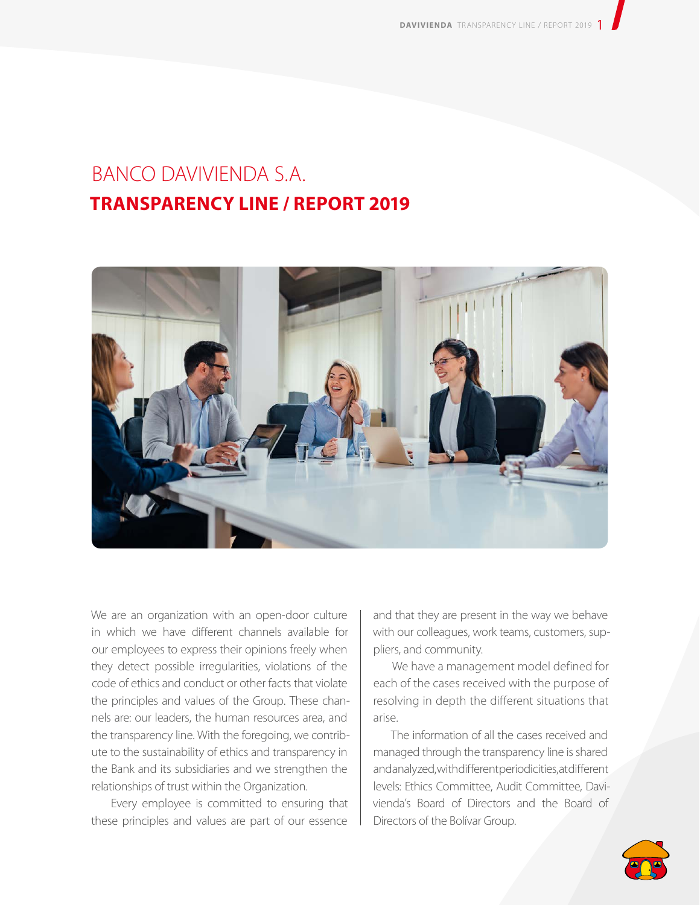# BANCO DAVIVIENDA S.A.

## TRANSPARENCY LINE / REPORT 2019

We are an organization with an open-door culture in which we have different channels available for our employees to express their opinions freely when they detect possible irregularities, violations of the code of ethics and conduct or other facts that violate the principles and values of the Group. These channels are: our leaders, the human resources area, and the transparency line. With the foregoing, we contribute to the sustainability of ethics and transparency in the Bank and its subsidiaries and we strengthen the relationships of trust within the Organization.

Every employee is committed to ensuring that these principles and values are part of our essence and that they are present in the way we behave with our colleagues, work teams, customers, suppliers, and community.

We have a management model defined for each of the cases received with the purpose of resolving in depth the different situations that arise.

The information of all the cases received and managed through the transparency line is shared and analyzed, with different periodicities, at different levels: Ethics Committee, Audit Committee, Davivienda's Board of Directors and the Board of Directors of the Bolívar Group.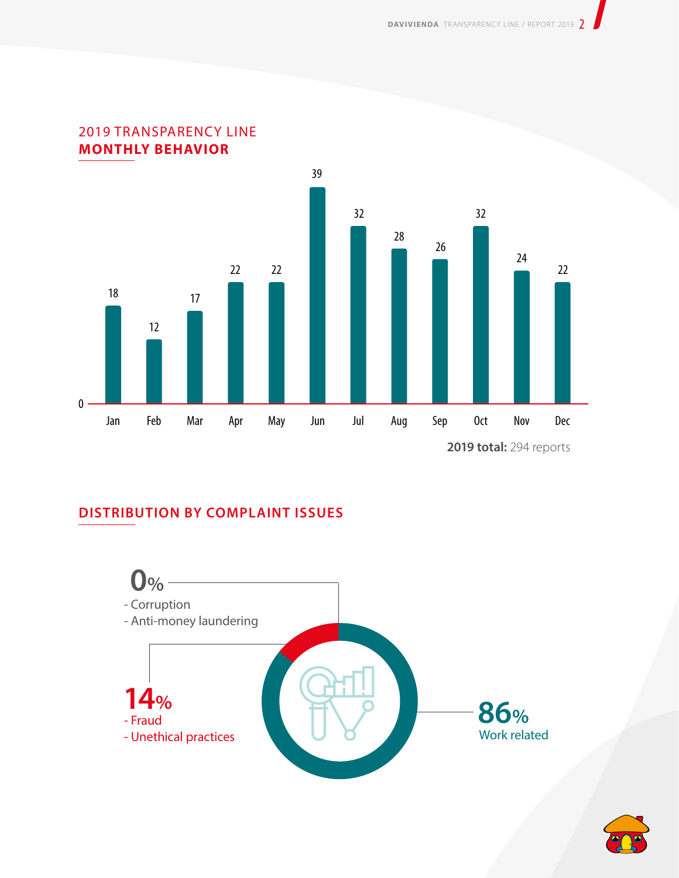## 2019 TRANSPARENCY LINE **MONTHLY BEHAVIOR**

| Month | Reports |
|---|---|
| Jan | 18 |
| Feb | 12 |
| Mar | 17 |
| Apr | 22 |
| May | 22 |
| Jun | 39 |
| Jul | 32 |
| Aug | 28 |
| Sep | 26 |
| Oct | 32 |
| Nov | 24 |
| Dec | 22 |

**2019 total:** 294 reports

## DISTRIBUTION BY COMPLAINT ISSUES

**0%**
- Corruption
- Anti-money laundering

**14%**
- Fraud
- Unethical practices

**86%**
Work related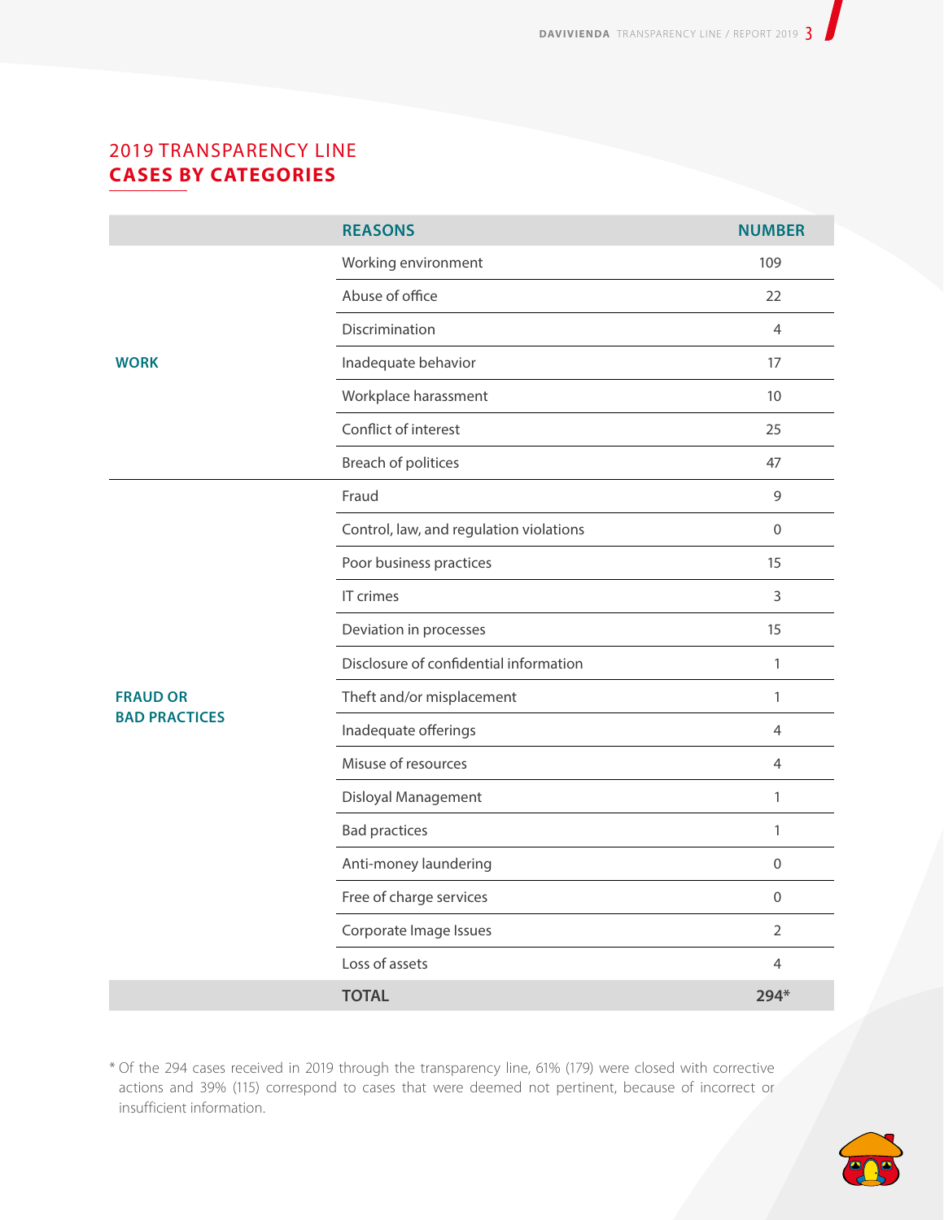## 2019 TRANSPARENCY LINE
## CASES BY CATEGORIES

| | REASONS | NUMBER |
|---|---|---|
| WORK | Working environment | 109 |
| | Abuse of office | 22 |
| | Discrimination | 4 |
| | Inadequate behavior | 17 |
| | Workplace harassment | 10 |
| | Conflict of interest | 25 |
| | Breach of politices | 47 |
| FRAUD OR BAD PRACTICES | Fraud | 9 |
| | Control, law, and regulation violations | 0 |
| | Poor business practices | 15 |
| | IT crimes | 3 |
| | Deviation in processes | 15 |
| | Disclosure of confidential information | 1 |
| | Theft and/or misplacement | 1 |
| | Inadequate offerings | 4 |
| | Misuse of resources | 4 |
| | Disloyal Management | 1 |
| | Bad practices | 1 |
| | Anti-money laundering | 0 |
| | Free of charge services | 0 |
| | Corporate Image Issues | 2 |
| | Loss of assets | 4 |
| | **TOTAL** | **294*** |

* Of the 294 cases received in 2019 through the transparency line, 61% (179) were closed with corrective actions and 39% (115) correspond to cases that were deemed not pertinent, because of incorrect or insufficient information.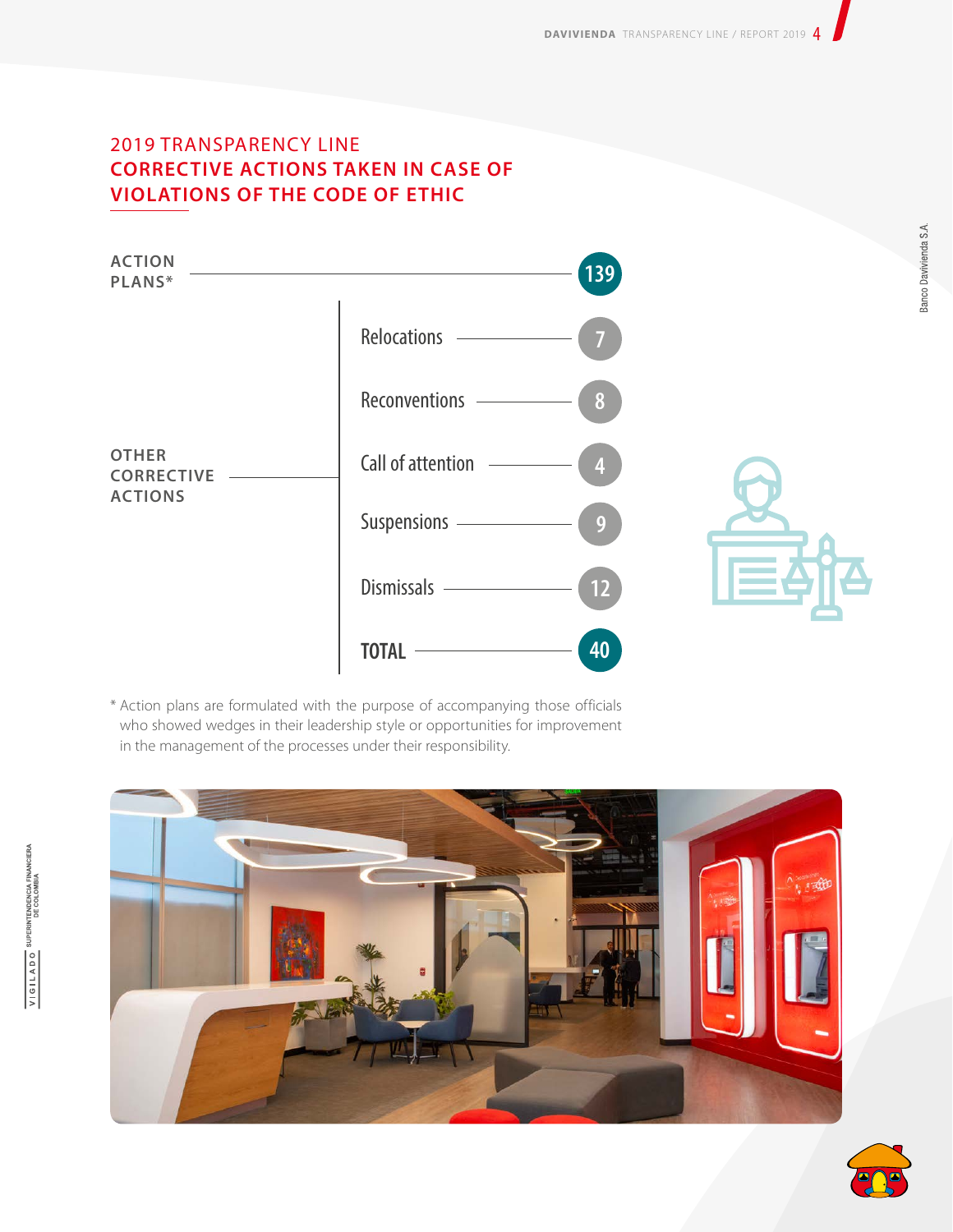## 2019 TRANSPARENCY LINE
## CORRECTIVE ACTIONS TAKEN IN CASE OF VIOLATIONS OF THE CODE OF ETHIC

ACTION PLANS* 139

OTHER CORRECTIVE ACTIONS

Relocations 7

Reconventions 8

Call of attention 4

Suspensions 9

Dismissals 12

TOTAL 40

* Action plans are formulated with the purpose of accompanying those officials who showed wedges in their leadership style or opportunities for improvement in the management of the processes under their responsibility.